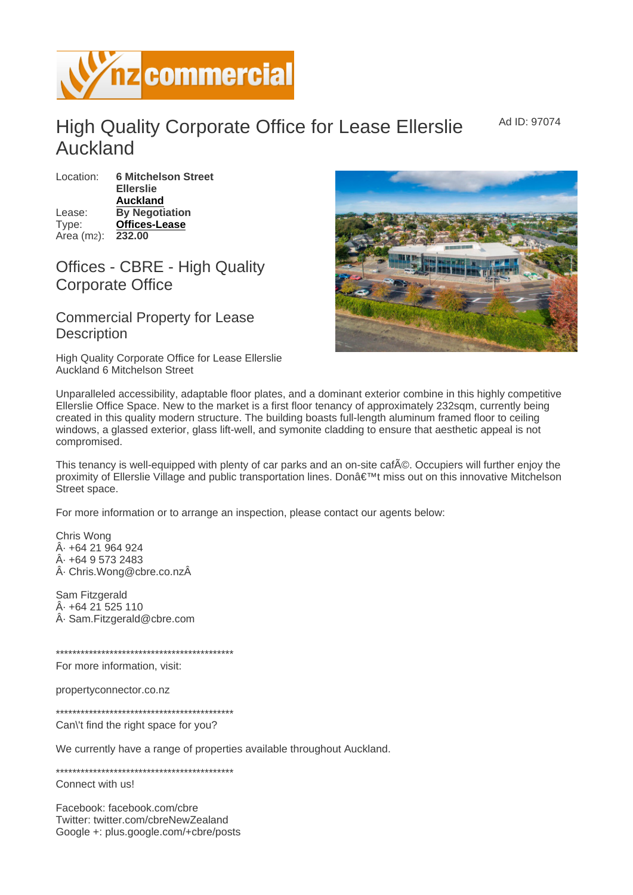# High Quality Corporate Office for Lease Ellerslie Auckland

Ad ID: 97074

| | |
|---|---|
| Location: | **6 Mitchelson Street Ellerslie Auckland** |
| Lease: | **By Negotiation** |
| Type: | **Offices-Lease** |
| Area (m2): | **232.00** |

## Offices - CBRE - High Quality Corporate Office

## Commercial Property for Lease Description

High Quality Corporate Office for Lease Ellerslie Auckland 6 Mitchelson Street

Unparalleled accessibility, adaptable floor plates, and a dominant exterior combine in this highly competitive Ellerslie Office Space. New to the market is a first floor tenancy of approximately 232sqm, currently being created in this quality modern structure. The building boasts full-length aluminum framed floor to ceiling windows, a glassed exterior, glass lift-well, and symonite cladding to ensure that aesthetic appeal is not compromised.

This tenancy is well-equipped with plenty of car parks and an on-site cafÃ©. Occupiers will further enjoy the proximity of Ellerslie Village and public transportation lines. Donâ€™t miss out on this innovative Mitchelson Street space.

For more information or to arrange an inspection, please contact our agents below:

Chris Wong
Â· +64 21 964 924
Â· +64 9 573 2483
Â· Chris.Wong@cbre.co.nzÂ

Sam Fitzgerald
Â· +64 21 525 110
Â· Sam.Fitzgerald@cbre.com

*********************************************
For more information, visit:

propertyconnector.co.nz

*********************************************
Can\'t find the right space for you?

We currently have a range of properties available throughout Auckland.

*********************************************
Connect with us!

Facebook: facebook.com/cbre
Twitter: twitter.com/cbreNewZealand
Google +: plus.google.com/+cbre/posts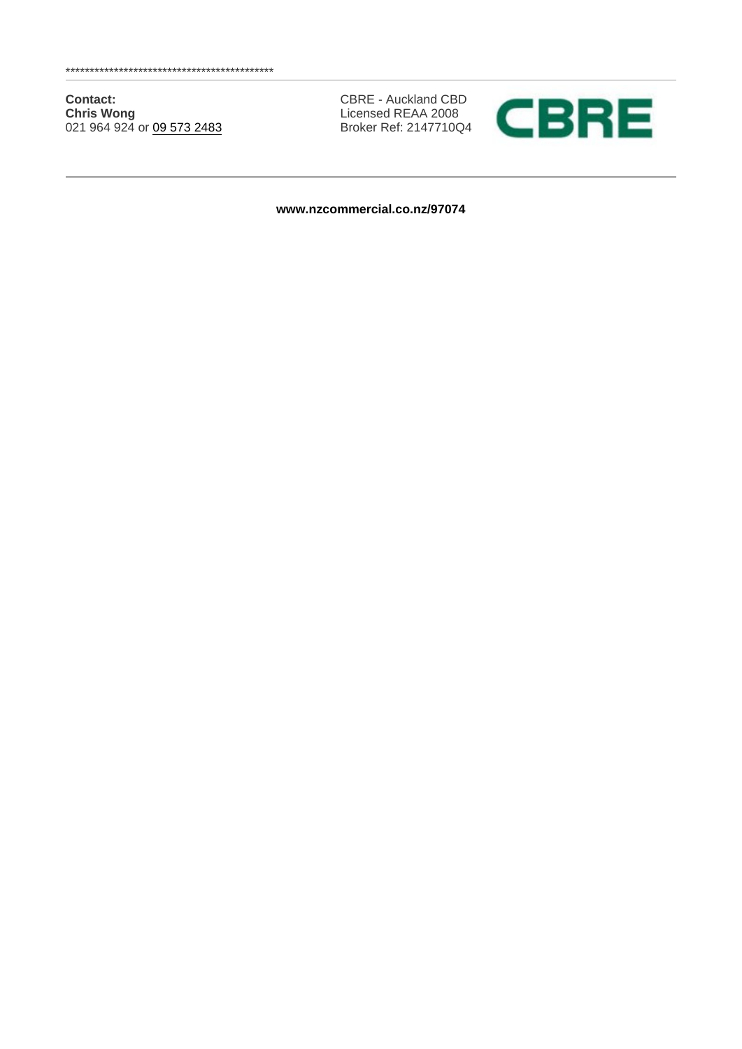*******************************************

**Contact:**
**Chris Wong**
021 964 924 or 09 573 2483

CBRE - Auckland CBD
Licensed REAA 2008
Broker Ref: 2147710Q4

CBRE

**www.nzcommercial.co.nz/97074**